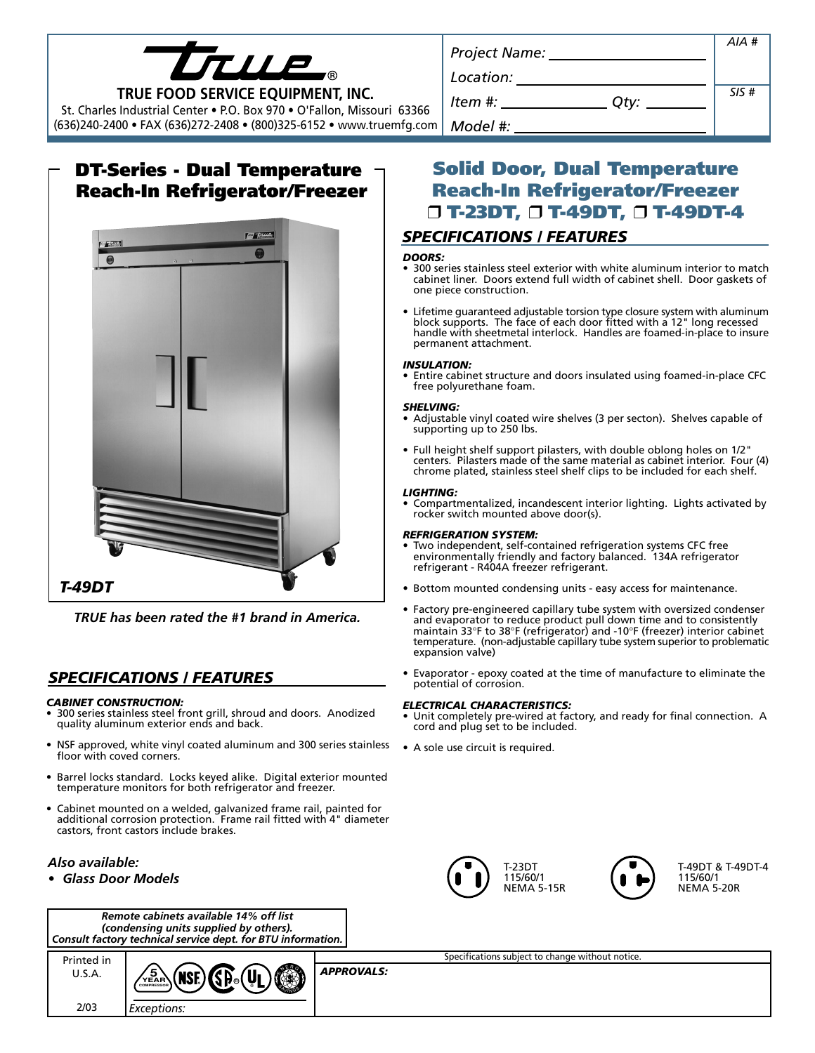# TRUE FOOD SERVICE EQUIPMENT, INC.

St. Charles Industrial Center • P.O. Box 970 • O'Fallon, Missouri 63366
(636)240-2400 • FAX (636)272-2408 • (800)325-6152 • www.truemfg.com

| Project Name: | AIA # |
|---|---|
| Location: | |
| Item #: Qty: | SIS # |
| Model #: | |

## DT-Series - Dual Temperature Reach-In Refrigerator/Freezer

*T-49DT*

*TRUE has been rated the #1 brand in America.*

## SPECIFICATIONS / FEATURES

***CABINET CONSTRUCTION:***

- 300 series stainless steel front grill, shroud and doors. Anodized quality aluminum exterior ends and back.
- NSF approved, white vinyl coated aluminum and 300 series stainless floor with coved corners.
- Barrel locks standard. Locks keyed alike. Digital exterior mounted temperature monitors for both refrigerator and freezer.
- Cabinet mounted on a welded, galvanized frame rail, painted for additional corrosion protection. Frame rail fitted with 4" diameter castors, front castors include brakes.

***Also available:***

- ***Glass Door Models***

*Remote cabinets available 14% off list*
*(condensing units supplied by others).*
*Consult factory technical service dept. for BTU information.*

## Solid Door, Dual Temperature Reach-In Refrigerator/Freezer

## ❒ T-23DT, ❒ T-49DT, ❒ T-49DT-4

## SPECIFICATIONS / FEATURES

***DOORS:***

- 300 series stainless steel exterior with white aluminum interior to match cabinet liner. Doors extend full width of cabinet shell. Door gaskets of one piece construction.
- Lifetime guaranteed adjustable torsion type closure system with aluminum block supports. The face of each door fitted with a 12" long recessed handle with sheetmetal interlock. Handles are foamed-in-place to insure permanent attachment.

***INSULATION:***

- Entire cabinet structure and doors insulated using foamed-in-place CFC free polyurethane foam.

***SHELVING:***

- Adjustable vinyl coated wire shelves (3 per secton). Shelves capable of supporting up to 250 lbs.
- Full height shelf support pilasters, with double oblong holes on 1/2" centers. Pilasters made of the same material as cabinet interior. Four (4) chrome plated, stainless steel shelf clips to be included for each shelf.

***LIGHTING:***

- Compartmentalized, incandescent interior lighting. Lights activated by rocker switch mounted above door(s).

***REFRIGERATION SYSTEM:***

- Two independent, self-contained refrigeration systems CFC free environmentally friendly and factory balanced. 134A refrigerator refrigerant - R404A freezer refrigerant.
- Bottom mounted condensing units - easy access for maintenance.
- Factory pre-engineered capillary tube system with oversized condenser and evaporator to reduce product pull down time and to consistently maintain 33°F to 38°F (refrigerator) and -10°F (freezer) interior cabinet temperature. (non-adjustable capillary tube system superior to problematic expansion valve)
- Evaporator - epoxy coated at the time of manufacture to eliminate the potential of corrosion.

***ELECTRICAL CHARACTERISTICS:***

- Unit completely pre-wired at factory, and ready for final connection. A cord and plug set to be included.
- A sole use circuit is required.

T-23DT
115/60/1
NEMA 5-15R

T-49DT & T-49DT-4
115/60/1
NEMA 5-20R

Specifications subject to change without notice.

| Printed in U.S.A. | | ***APPROVALS:*** |
|---|---|---|
| 2/03 | *Exceptions:* | |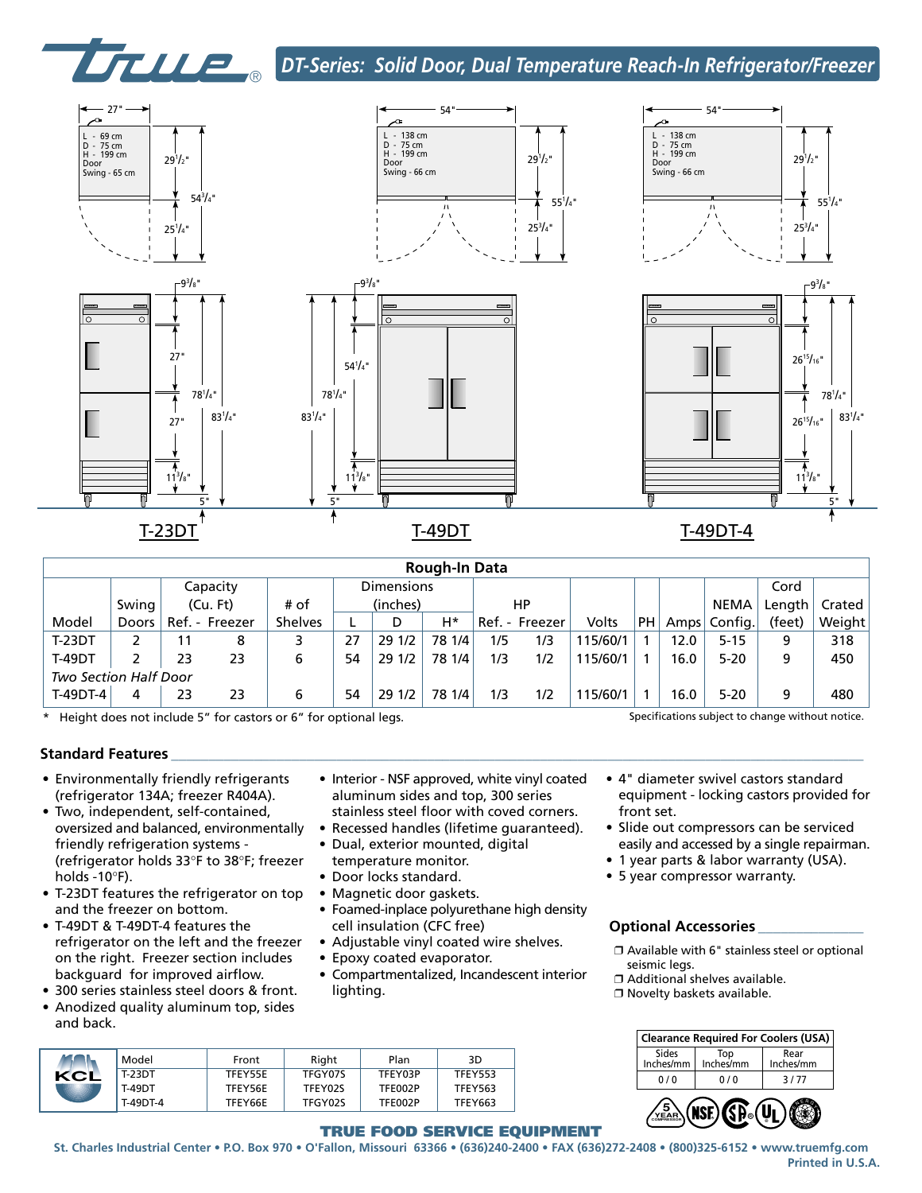# DT-Series: Solid Door, Dual Temperature Reach-In Refrigerator/Freezer

T-23DT

27"
L - 69 cm
D - 75 cm
H - 199 cm
Door Swing - 65 cm
29 1/2"
54 3/4"
25 1/4"
9 3/8"
27"
27"
78 1/4"
83 1/4"
11 3/8"
5"

T-49DT

54"
L - 138 cm
D - 75 cm
H - 199 cm
Door Swing - 66 cm
29 1/2"
55 1/4"
25 3/4"
9 3/8"
54 1/4"
78 1/4"
83 1/4"
11 3/8"
5"

T-49DT-4

54"
L - 138 cm
D - 75 cm
H - 199 cm
Door Swing - 66 cm
29 1/2"
55 1/4"
25 3/4"
9 3/8"
26 15/16"
26 15/16"
78 1/4"
83 1/4"
11 3/8"
5"

## Rough-In Data

| Model | Swing Doors | Capacity (Cu. Ft) Ref. | Capacity (Cu. Ft) Freezer | # of Shelves | Dimensions (inches) L | D | H* | HP Ref. | HP Freezer | Volts | PH | Amps | NEMA Config. | Cord Length (feet) | Crated Weight |
|---|---|---|---|---|---|---|---|---|---|---|---|---|---|---|---|
| T-23DT | 2 | 11 | 8 | 3 | 27 | 29 1/2 | 78 1/4 | 1/5 | 1/3 | 115/60/1 | 1 | 12.0 | 5-15 | 9 | 318 |
| T-49DT | 2 | 23 | 23 | 6 | 54 | 29 1/2 | 78 1/4 | 1/3 | 1/2 | 115/60/1 | 1 | 16.0 | 5-20 | 9 | 450 |
| *Two Section Half Door* | | | | | | | | | | | | | | | |
| T-49DT-4 | 4 | 23 | 23 | 6 | 54 | 29 1/2 | 78 1/4 | 1/3 | 1/2 | 115/60/1 | 1 | 16.0 | 5-20 | 9 | 480 |

\* Height does not include 5" for castors or 6" for optional legs.

Specifications subject to change without notice.

## Standard Features

- Environmentally friendly refrigerants (refrigerator 134A; freezer R404A).
- Two, independent, self-contained, oversized and balanced, environmentally friendly refrigeration systems - (refrigerator holds 33°F to 38°F; freezer holds -10°F).
- T-23DT features the refrigerator on top and the freezer on bottom.
- T-49DT & T-49DT-4 features the refrigerator on the left and the freezer on the right. Freezer section includes backguard for improved airflow.
- 300 series stainless steel doors & front.
- Anodized quality aluminum top, sides and back.
- Interior - NSF approved, white vinyl coated aluminum sides and top, 300 series stainless steel floor with coved corners.
- Recessed handles (lifetime guaranteed).
- Dual, exterior mounted, digital temperature monitor.
- Door locks standard.
- Magnetic door gaskets.
- Foamed-inplace polyurethane high density cell insulation (CFC free)
- Adjustable vinyl coated wire shelves.
- Epoxy coated evaporator.
- Compartmentalized, Incandescent interior lighting.
- 4" diameter swivel castors standard equipment - locking castors provided for front set.
- Slide out compressors can be serviced easily and accessed by a single repairman.
- 1 year parts & labor warranty (USA).
- 5 year compressor warranty.

## Optional Accessories

- ❒ Available with 6" stainless steel or optional seismic legs.
- ❒ Additional shelves available.
- ❒ Novelty baskets available.

| KCL Model | Front | Right | Plan | 3D |
|---|---|---|---|---|
| T-23DT | TFEY55E | TFGY07S | TFEY03P | TFEY553 |
| T-49DT | TFEY56E | TFEY02S | TFE002P | TFEY563 |
| T-49DT-4 | TFEY66E | TFGY02S | TFE002P | TFEY663 |

| Clearance Required For Coolers (USA) | | |
|---|---|---|
| Sides Inches/mm | Top Inches/mm | Rear Inches/mm |
| 0 / 0 | 0 / 0 | 3 / 77 |

5 YEAR COMPRESSOR · NSF · CSA · UL · ENERGY SAVINGS

**TRUE FOOD SERVICE EQUIPMENT**

St. Charles Industrial Center • P.O. Box 970 • O'Fallon, Missouri 63366 • (636)240-2400 • FAX (636)272-2408 • (800)325-6152 • www.truemfg.com

Printed in U.S.A.